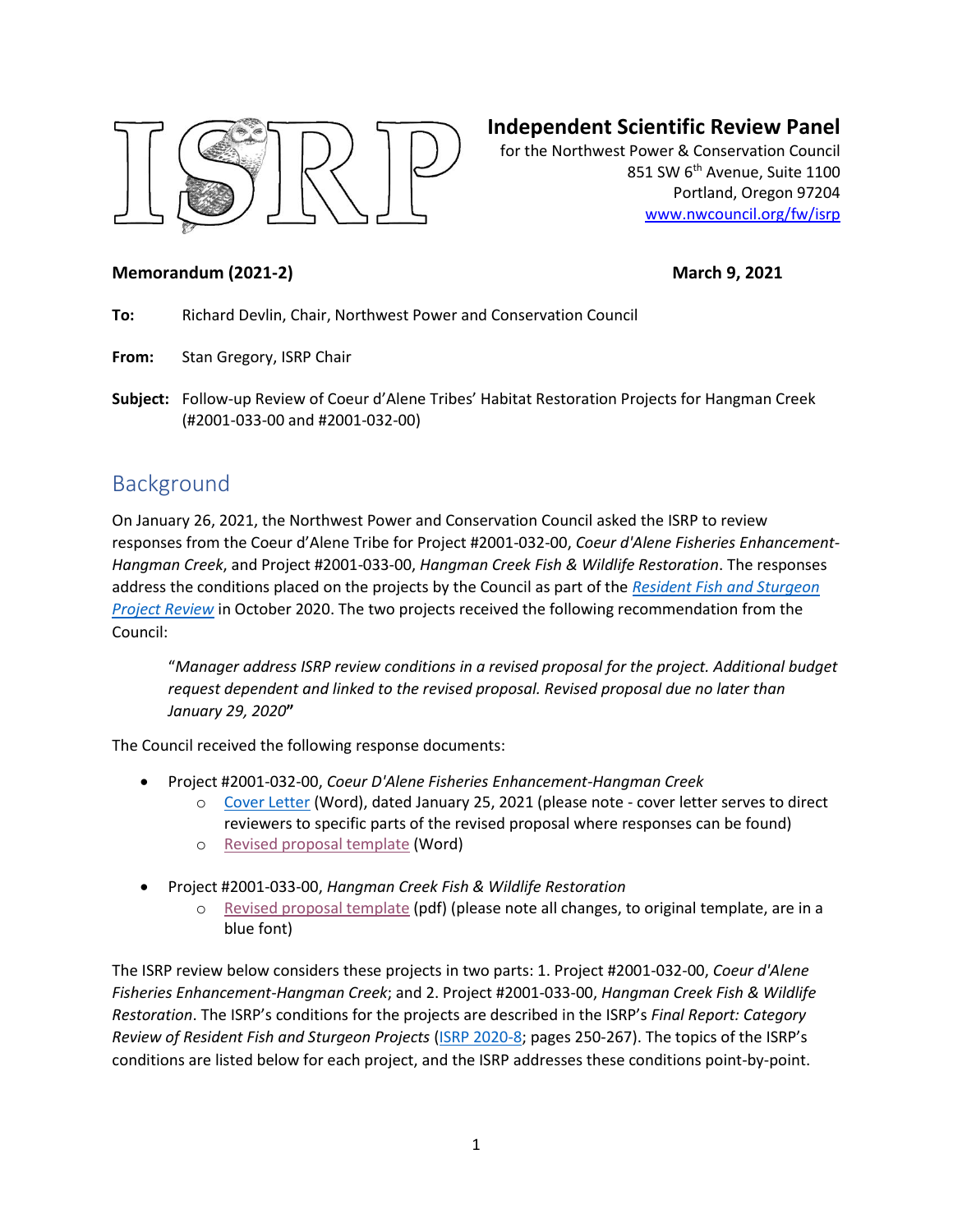**Independent Scientific Review Panel**
for the Northwest Power & Conservation Council
851 SW 6th Avenue, Suite 1100
Portland, Oregon 97204
www.nwcouncil.org/fw/isrp

**Memorandum (2021-2)** **March 9, 2021**

**To:** Richard Devlin, Chair, Northwest Power and Conservation Council

**From:** Stan Gregory, ISRP Chair

**Subject:** Follow-up Review of Coeur d'Alene Tribes' Habitat Restoration Projects for Hangman Creek (#2001-033-00 and #2001-032-00)

## Background

On January 26, 2021, the Northwest Power and Conservation Council asked the ISRP to review responses from the Coeur d'Alene Tribe for Project #2001-032-00, *Coeur d'Alene Fisheries Enhancement-Hangman Creek*, and Project #2001-033-00, *Hangman Creek Fish & Wildlife Restoration*. The responses address the conditions placed on the projects by the Council as part of the *Resident Fish and Sturgeon Project Review* in October 2020. The two projects received the following recommendation from the Council:

> "*Manager address ISRP review conditions in a revised proposal for the project. Additional budget request dependent and linked to the revised proposal. Revised proposal due no later than January 29, 2020***"**

The Council received the following response documents:

- Project #2001-032-00, *Coeur D'Alene Fisheries Enhancement-Hangman Creek*
  - Cover Letter (Word), dated January 25, 2021 (please note - cover letter serves to direct reviewers to specific parts of the revised proposal where responses can be found)
  - Revised proposal template (Word)
- Project #2001-033-00, *Hangman Creek Fish & Wildlife Restoration*
  - Revised proposal template (pdf) (please note all changes, to original template, are in a blue font)

The ISRP review below considers these projects in two parts: 1. Project #2001-032-00, *Coeur d'Alene Fisheries Enhancement-Hangman Creek*; and 2. Project #2001-033-00, *Hangman Creek Fish & Wildlife Restoration*. The ISRP's conditions for the projects are described in the ISRP's *Final Report: Category Review of Resident Fish and Sturgeon Projects* (ISRP 2020-8; pages 250-267). The topics of the ISRP's conditions are listed below for each project, and the ISRP addresses these conditions point-by-point.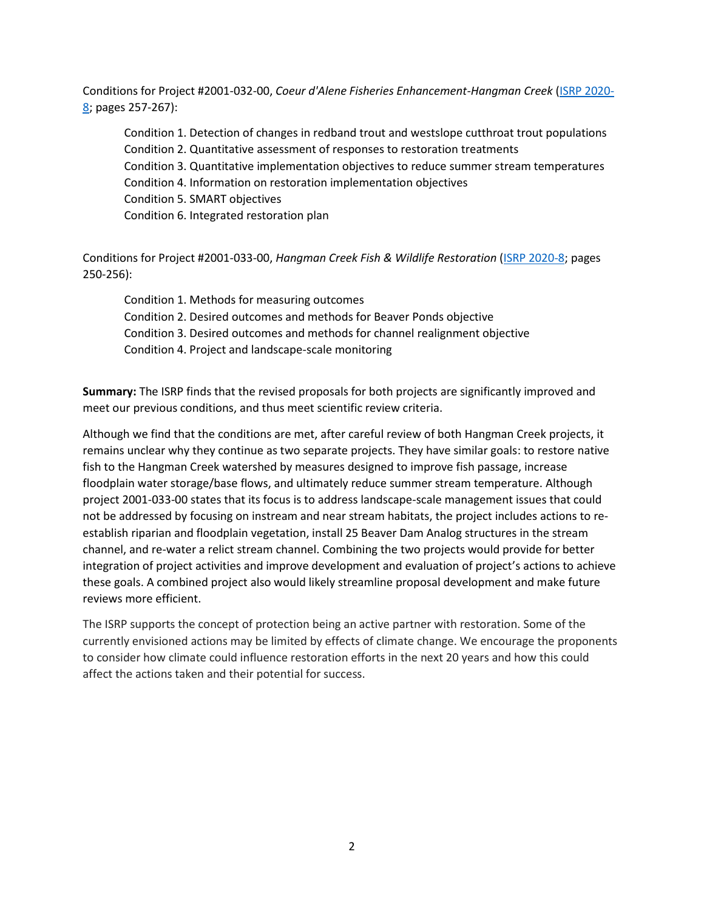Conditions for Project #2001-032-00, *Coeur d'Alene Fisheries Enhancement-Hangman Creek* (ISRP 2020-8; pages 257-267):

- Condition 1. Detection of changes in redband trout and westslope cutthroat trout populations
- Condition 2. Quantitative assessment of responses to restoration treatments
- Condition 3. Quantitative implementation objectives to reduce summer stream temperatures
- Condition 4. Information on restoration implementation objectives
- Condition 5. SMART objectives
- Condition 6. Integrated restoration plan

Conditions for Project #2001-033-00, *Hangman Creek Fish & Wildlife Restoration* (ISRP 2020-8; pages 250-256):

- Condition 1. Methods for measuring outcomes
- Condition 2. Desired outcomes and methods for Beaver Ponds objective
- Condition 3. Desired outcomes and methods for channel realignment objective
- Condition 4. Project and landscape-scale monitoring

**Summary:** The ISRP finds that the revised proposals for both projects are significantly improved and meet our previous conditions, and thus meet scientific review criteria.

Although we find that the conditions are met, after careful review of both Hangman Creek projects, it remains unclear why they continue as two separate projects. They have similar goals: to restore native fish to the Hangman Creek watershed by measures designed to improve fish passage, increase floodplain water storage/base flows, and ultimately reduce summer stream temperature. Although project 2001-033-00 states that its focus is to address landscape-scale management issues that could not be addressed by focusing on instream and near stream habitats, the project includes actions to re-establish riparian and floodplain vegetation, install 25 Beaver Dam Analog structures in the stream channel, and re-water a relict stream channel. Combining the two projects would provide for better integration of project activities and improve development and evaluation of project's actions to achieve these goals. A combined project also would likely streamline proposal development and make future reviews more efficient.

The ISRP supports the concept of protection being an active partner with restoration. Some of the currently envisioned actions may be limited by effects of climate change. We encourage the proponents to consider how climate could influence restoration efforts in the next 20 years and how this could affect the actions taken and their potential for success.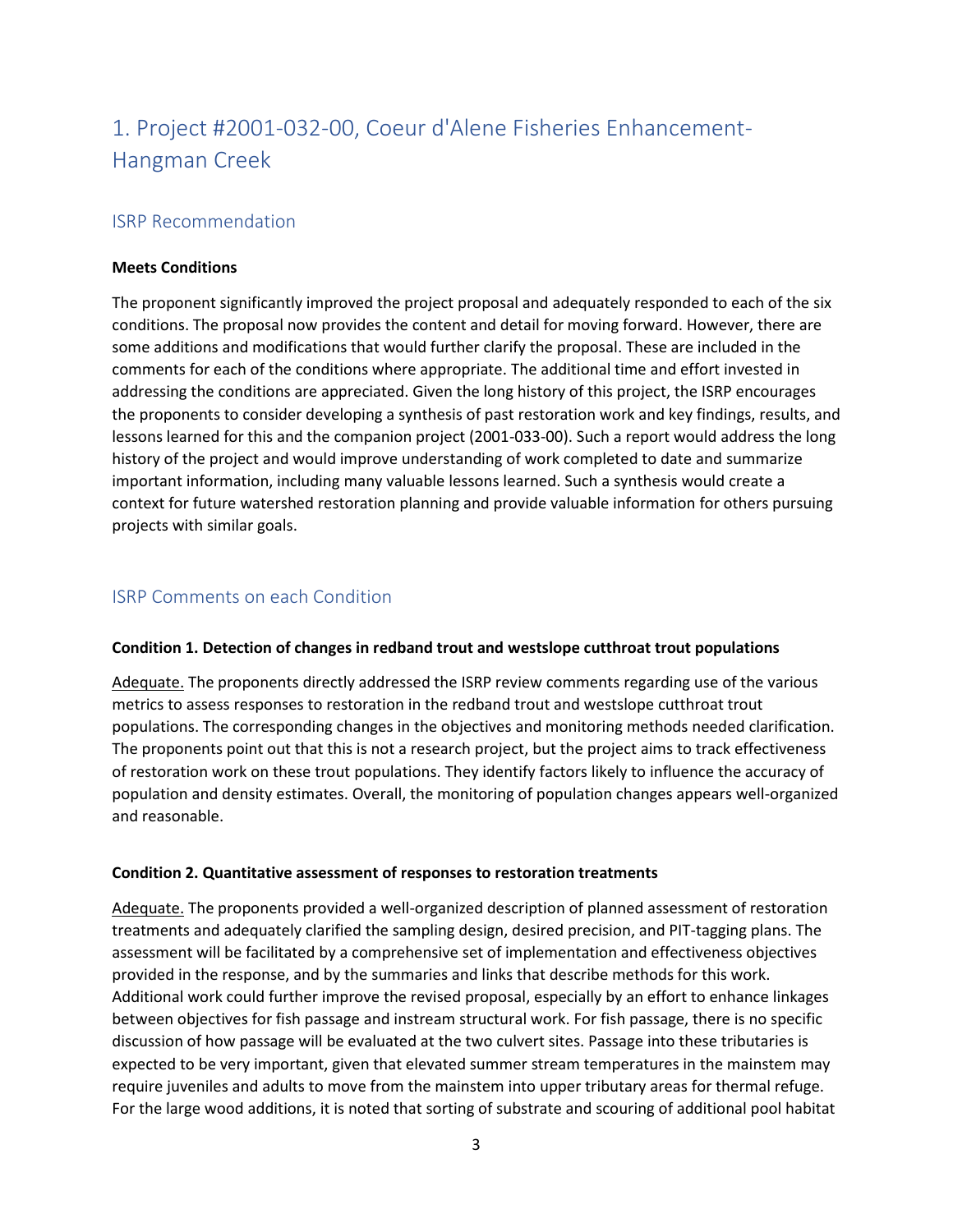# 1. Project #2001-032-00, Coeur d'Alene Fisheries Enhancement-Hangman Creek

## ISRP Recommendation

**Meets Conditions**

The proponent significantly improved the project proposal and adequately responded to each of the six conditions. The proposal now provides the content and detail for moving forward. However, there are some additions and modifications that would further clarify the proposal. These are included in the comments for each of the conditions where appropriate. The additional time and effort invested in addressing the conditions are appreciated. Given the long history of this project, the ISRP encourages the proponents to consider developing a synthesis of past restoration work and key findings, results, and lessons learned for this and the companion project (2001-033-00). Such a report would address the long history of the project and would improve understanding of work completed to date and summarize important information, including many valuable lessons learned. Such a synthesis would create a context for future watershed restoration planning and provide valuable information for others pursuing projects with similar goals.

## ISRP Comments on each Condition

**Condition 1. Detection of changes in redband trout and westslope cutthroat trout populations**

Adequate. The proponents directly addressed the ISRP review comments regarding use of the various metrics to assess responses to restoration in the redband trout and westslope cutthroat trout populations. The corresponding changes in the objectives and monitoring methods needed clarification. The proponents point out that this is not a research project, but the project aims to track effectiveness of restoration work on these trout populations. They identify factors likely to influence the accuracy of population and density estimates. Overall, the monitoring of population changes appears well-organized and reasonable.

**Condition 2. Quantitative assessment of responses to restoration treatments**

Adequate. The proponents provided a well-organized description of planned assessment of restoration treatments and adequately clarified the sampling design, desired precision, and PIT-tagging plans. The assessment will be facilitated by a comprehensive set of implementation and effectiveness objectives provided in the response, and by the summaries and links that describe methods for this work. Additional work could further improve the revised proposal, especially by an effort to enhance linkages between objectives for fish passage and instream structural work. For fish passage, there is no specific discussion of how passage will be evaluated at the two culvert sites. Passage into these tributaries is expected to be very important, given that elevated summer stream temperatures in the mainstem may require juveniles and adults to move from the mainstem into upper tributary areas for thermal refuge. For the large wood additions, it is noted that sorting of substrate and scouring of additional pool habitat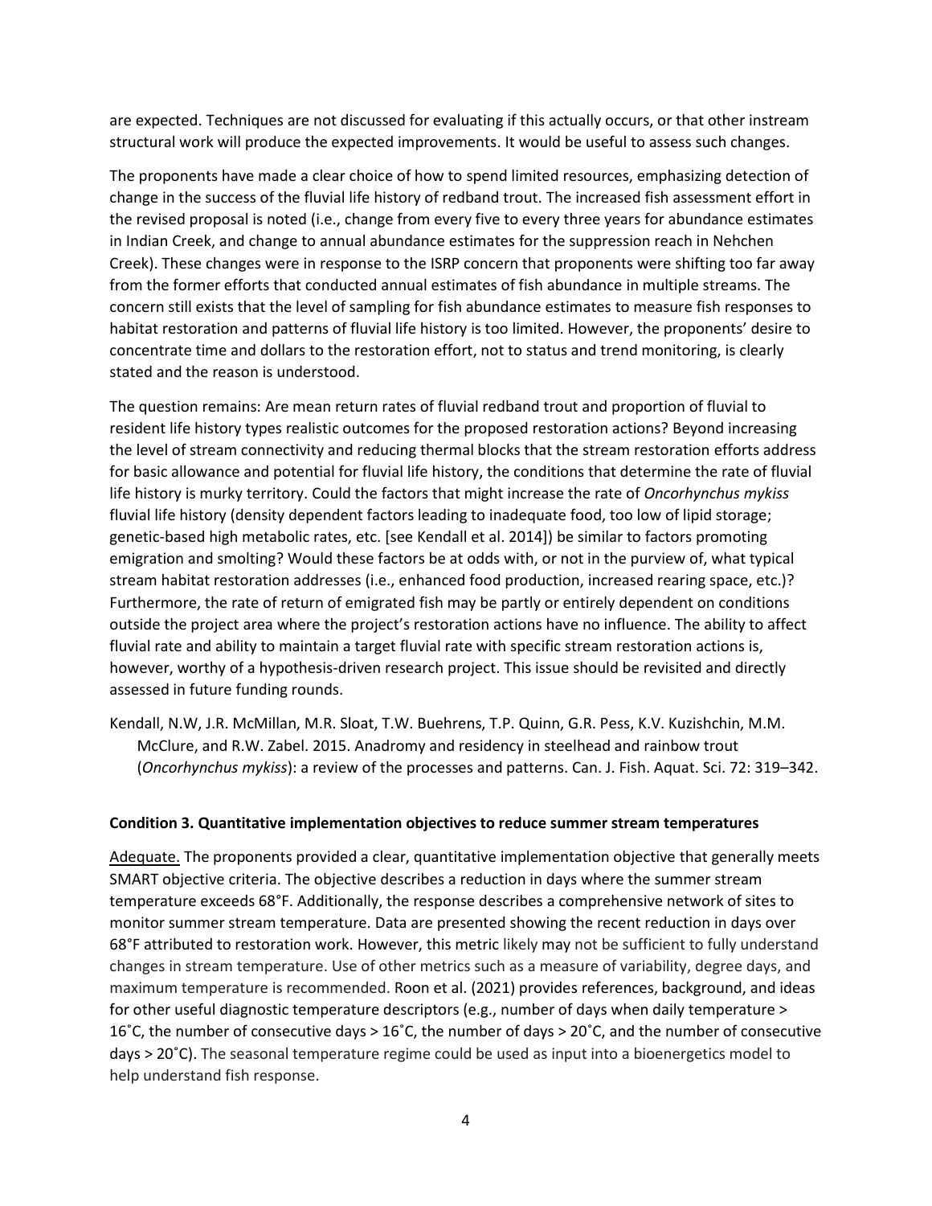are expected. Techniques are not discussed for evaluating if this actually occurs, or that other instream structural work will produce the expected improvements. It would be useful to assess such changes.

The proponents have made a clear choice of how to spend limited resources, emphasizing detection of change in the success of the fluvial life history of redband trout. The increased fish assessment effort in the revised proposal is noted (i.e., change from every five to every three years for abundance estimates in Indian Creek, and change to annual abundance estimates for the suppression reach in Nehchen Creek). These changes were in response to the ISRP concern that proponents were shifting too far away from the former efforts that conducted annual estimates of fish abundance in multiple streams. The concern still exists that the level of sampling for fish abundance estimates to measure fish responses to habitat restoration and patterns of fluvial life history is too limited. However, the proponents' desire to concentrate time and dollars to the restoration effort, not to status and trend monitoring, is clearly stated and the reason is understood.

The question remains: Are mean return rates of fluvial redband trout and proportion of fluvial to resident life history types realistic outcomes for the proposed restoration actions? Beyond increasing the level of stream connectivity and reducing thermal blocks that the stream restoration efforts address for basic allowance and potential for fluvial life history, the conditions that determine the rate of fluvial life history is murky territory. Could the factors that might increase the rate of *Oncorhynchus mykiss* fluvial life history (density dependent factors leading to inadequate food, too low of lipid storage; genetic-based high metabolic rates, etc. [see Kendall et al. 2014]) be similar to factors promoting emigration and smolting? Would these factors be at odds with, or not in the purview of, what typical stream habitat restoration addresses (i.e., enhanced food production, increased rearing space, etc.)? Furthermore, the rate of return of emigrated fish may be partly or entirely dependent on conditions outside the project area where the project's restoration actions have no influence. The ability to affect fluvial rate and ability to maintain a target fluvial rate with specific stream restoration actions is, however, worthy of a hypothesis-driven research project. This issue should be revisited and directly assessed in future funding rounds.

Kendall, N.W, J.R. McMillan, M.R. Sloat, T.W. Buehrens, T.P. Quinn, G.R. Pess, K.V. Kuzishchin, M.M. McClure, and R.W. Zabel. 2015. Anadromy and residency in steelhead and rainbow trout (*Oncorhynchus mykiss*): a review of the processes and patterns. Can. J. Fish. Aquat. Sci. 72: 319–342.

**Condition 3. Quantitative implementation objectives to reduce summer stream temperatures**

Adequate. The proponents provided a clear, quantitative implementation objective that generally meets SMART objective criteria. The objective describes a reduction in days where the summer stream temperature exceeds 68°F. Additionally, the response describes a comprehensive network of sites to monitor summer stream temperature. Data are presented showing the recent reduction in days over 68°F attributed to restoration work. However, this metric likely may not be sufficient to fully understand changes in stream temperature. Use of other metrics such as a measure of variability, degree days, and maximum temperature is recommended. Roon et al. (2021) provides references, background, and ideas for other useful diagnostic temperature descriptors (e.g., number of days when daily temperature > 16˚C, the number of consecutive days > 16˚C, the number of days > 20˚C, and the number of consecutive days > 20˚C). The seasonal temperature regime could be used as input into a bioenergetics model to help understand fish response.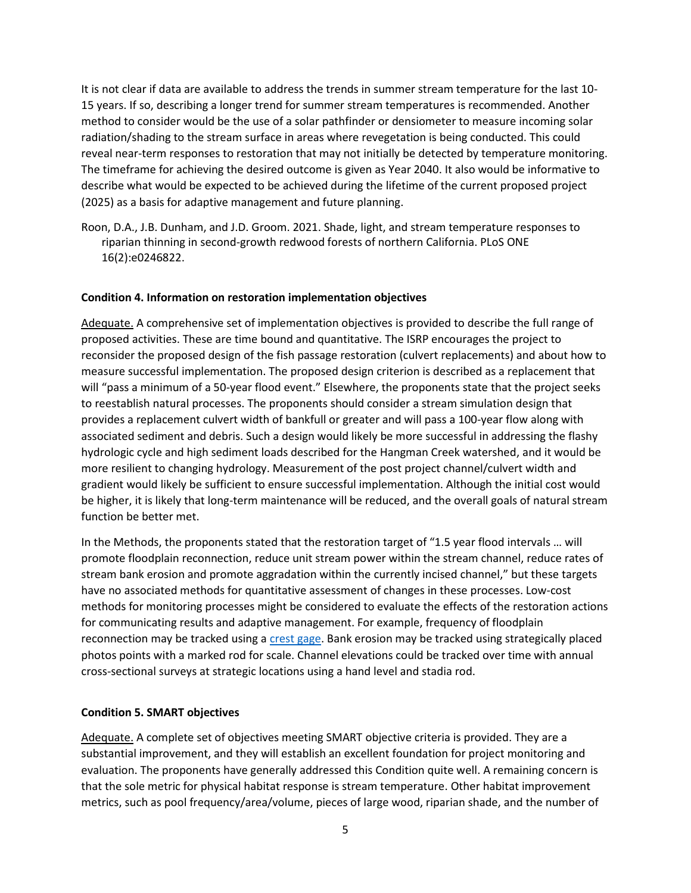It is not clear if data are available to address the trends in summer stream temperature for the last 10-15 years. If so, describing a longer trend for summer stream temperatures is recommended. Another method to consider would be the use of a solar pathfinder or densiometer to measure incoming solar radiation/shading to the stream surface in areas where revegetation is being conducted. This could reveal near-term responses to restoration that may not initially be detected by temperature monitoring. The timeframe for achieving the desired outcome is given as Year 2040. It also would be informative to describe what would be expected to be achieved during the lifetime of the current proposed project (2025) as a basis for adaptive management and future planning.

Roon, D.A., J.B. Dunham, and J.D. Groom. 2021. Shade, light, and stream temperature responses to riparian thinning in second-growth redwood forests of northern California. PLoS ONE 16(2):e0246822.

**Condition 4. Information on restoration implementation objectives**

Adequate. A comprehensive set of implementation objectives is provided to describe the full range of proposed activities. These are time bound and quantitative. The ISRP encourages the project to reconsider the proposed design of the fish passage restoration (culvert replacements) and about how to measure successful implementation. The proposed design criterion is described as a replacement that will "pass a minimum of a 50-year flood event." Elsewhere, the proponents state that the project seeks to reestablish natural processes. The proponents should consider a stream simulation design that provides a replacement culvert width of bankfull or greater and will pass a 100-year flow along with associated sediment and debris. Such a design would likely be more successful in addressing the flashy hydrologic cycle and high sediment loads described for the Hangman Creek watershed, and it would be more resilient to changing hydrology. Measurement of the post project channel/culvert width and gradient would likely be sufficient to ensure successful implementation. Although the initial cost would be higher, it is likely that long-term maintenance will be reduced, and the overall goals of natural stream function be better met.

In the Methods, the proponents stated that the restoration target of "1.5 year flood intervals … will promote floodplain reconnection, reduce unit stream power within the stream channel, reduce rates of stream bank erosion and promote aggradation within the currently incised channel," but these targets have no associated methods for quantitative assessment of changes in these processes. Low-cost methods for monitoring processes might be considered to evaluate the effects of the restoration actions for communicating results and adaptive management. For example, frequency of floodplain reconnection may be tracked using a crest gage. Bank erosion may be tracked using strategically placed photos points with a marked rod for scale. Channel elevations could be tracked over time with annual cross-sectional surveys at strategic locations using a hand level and stadia rod.

**Condition 5. SMART objectives**

Adequate. A complete set of objectives meeting SMART objective criteria is provided. They are a substantial improvement, and they will establish an excellent foundation for project monitoring and evaluation. The proponents have generally addressed this Condition quite well. A remaining concern is that the sole metric for physical habitat response is stream temperature. Other habitat improvement metrics, such as pool frequency/area/volume, pieces of large wood, riparian shade, and the number of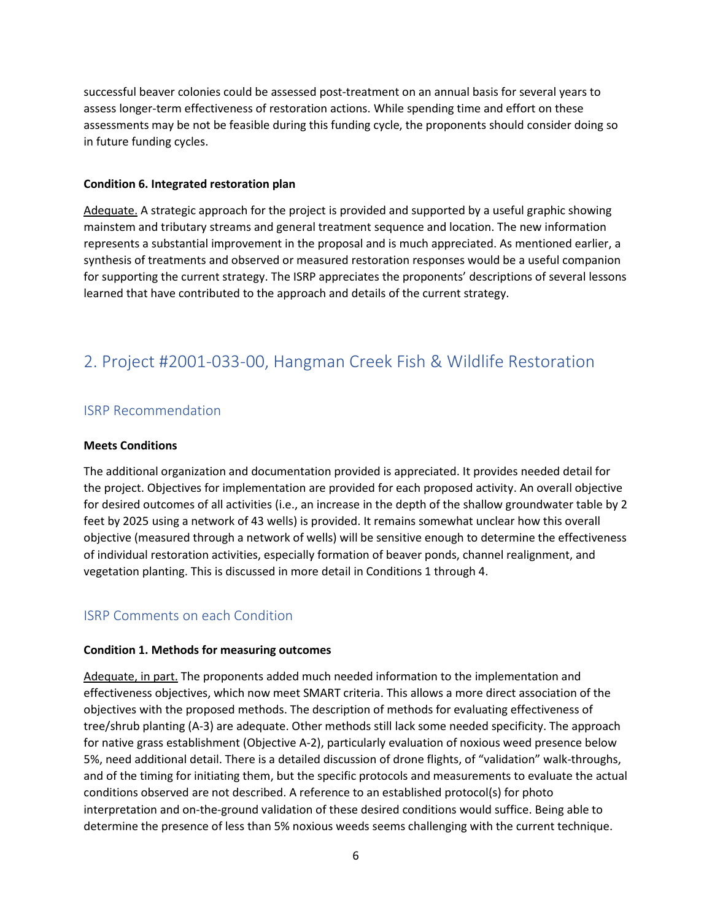successful beaver colonies could be assessed post-treatment on an annual basis for several years to assess longer-term effectiveness of restoration actions. While spending time and effort on these assessments may be not be feasible during this funding cycle, the proponents should consider doing so in future funding cycles.

**Condition 6. Integrated restoration plan**

Adequate. A strategic approach for the project is provided and supported by a useful graphic showing mainstem and tributary streams and general treatment sequence and location. The new information represents a substantial improvement in the proposal and is much appreciated. As mentioned earlier, a synthesis of treatments and observed or measured restoration responses would be a useful companion for supporting the current strategy. The ISRP appreciates the proponents' descriptions of several lessons learned that have contributed to the approach and details of the current strategy.

## 2. Project #2001-033-00, Hangman Creek Fish & Wildlife Restoration

### ISRP Recommendation

**Meets Conditions**

The additional organization and documentation provided is appreciated. It provides needed detail for the project. Objectives for implementation are provided for each proposed activity. An overall objective for desired outcomes of all activities (i.e., an increase in the depth of the shallow groundwater table by 2 feet by 2025 using a network of 43 wells) is provided. It remains somewhat unclear how this overall objective (measured through a network of wells) will be sensitive enough to determine the effectiveness of individual restoration activities, especially formation of beaver ponds, channel realignment, and vegetation planting. This is discussed in more detail in Conditions 1 through 4.

### ISRP Comments on each Condition

**Condition 1. Methods for measuring outcomes**

Adequate, in part. The proponents added much needed information to the implementation and effectiveness objectives, which now meet SMART criteria. This allows a more direct association of the objectives with the proposed methods. The description of methods for evaluating effectiveness of tree/shrub planting (A-3) are adequate. Other methods still lack some needed specificity. The approach for native grass establishment (Objective A-2), particularly evaluation of noxious weed presence below 5%, need additional detail. There is a detailed discussion of drone flights, of "validation" walk-throughs, and of the timing for initiating them, but the specific protocols and measurements to evaluate the actual conditions observed are not described. A reference to an established protocol(s) for photo interpretation and on-the-ground validation of these desired conditions would suffice. Being able to determine the presence of less than 5% noxious weeds seems challenging with the current technique.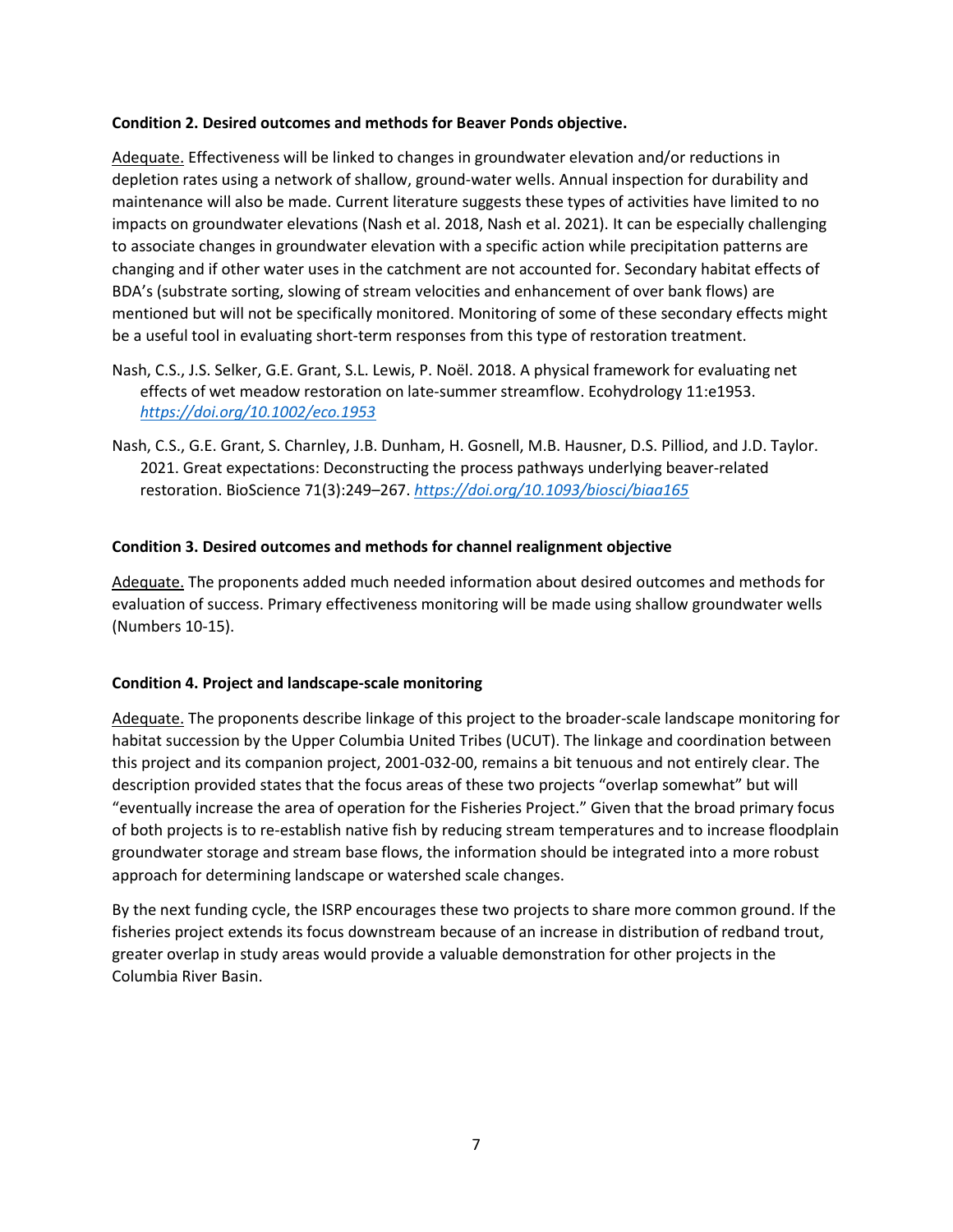**Condition 2. Desired outcomes and methods for Beaver Ponds objective.**

Adequate. Effectiveness will be linked to changes in groundwater elevation and/or reductions in depletion rates using a network of shallow, ground-water wells. Annual inspection for durability and maintenance will also be made. Current literature suggests these types of activities have limited to no impacts on groundwater elevations (Nash et al. 2018, Nash et al. 2021). It can be especially challenging to associate changes in groundwater elevation with a specific action while precipitation patterns are changing and if other water uses in the catchment are not accounted for. Secondary habitat effects of BDA's (substrate sorting, slowing of stream velocities and enhancement of over bank flows) are mentioned but will not be specifically monitored. Monitoring of some of these secondary effects might be a useful tool in evaluating short-term responses from this type of restoration treatment.

Nash, C.S., J.S. Selker, G.E. Grant, S.L. Lewis, P. Noël. 2018. A physical framework for evaluating net effects of wet meadow restoration on late-summer streamflow. Ecohydrology 11:e1953. *https://doi.org/10.1002/eco.1953*

Nash, C.S., G.E. Grant, S. Charnley, J.B. Dunham, H. Gosnell, M.B. Hausner, D.S. Pilliod, and J.D. Taylor. 2021. Great expectations: Deconstructing the process pathways underlying beaver-related restoration. BioScience 71(3):249–267. *https://doi.org/10.1093/biosci/biaa165*

**Condition 3. Desired outcomes and methods for channel realignment objective**

Adequate. The proponents added much needed information about desired outcomes and methods for evaluation of success. Primary effectiveness monitoring will be made using shallow groundwater wells (Numbers 10-15).

**Condition 4. Project and landscape-scale monitoring**

Adequate. The proponents describe linkage of this project to the broader-scale landscape monitoring for habitat succession by the Upper Columbia United Tribes (UCUT). The linkage and coordination between this project and its companion project, 2001-032-00, remains a bit tenuous and not entirely clear. The description provided states that the focus areas of these two projects "overlap somewhat" but will "eventually increase the area of operation for the Fisheries Project." Given that the broad primary focus of both projects is to re-establish native fish by reducing stream temperatures and to increase floodplain groundwater storage and stream base flows, the information should be integrated into a more robust approach for determining landscape or watershed scale changes.

By the next funding cycle, the ISRP encourages these two projects to share more common ground. If the fisheries project extends its focus downstream because of an increase in distribution of redband trout, greater overlap in study areas would provide a valuable demonstration for other projects in the Columbia River Basin.